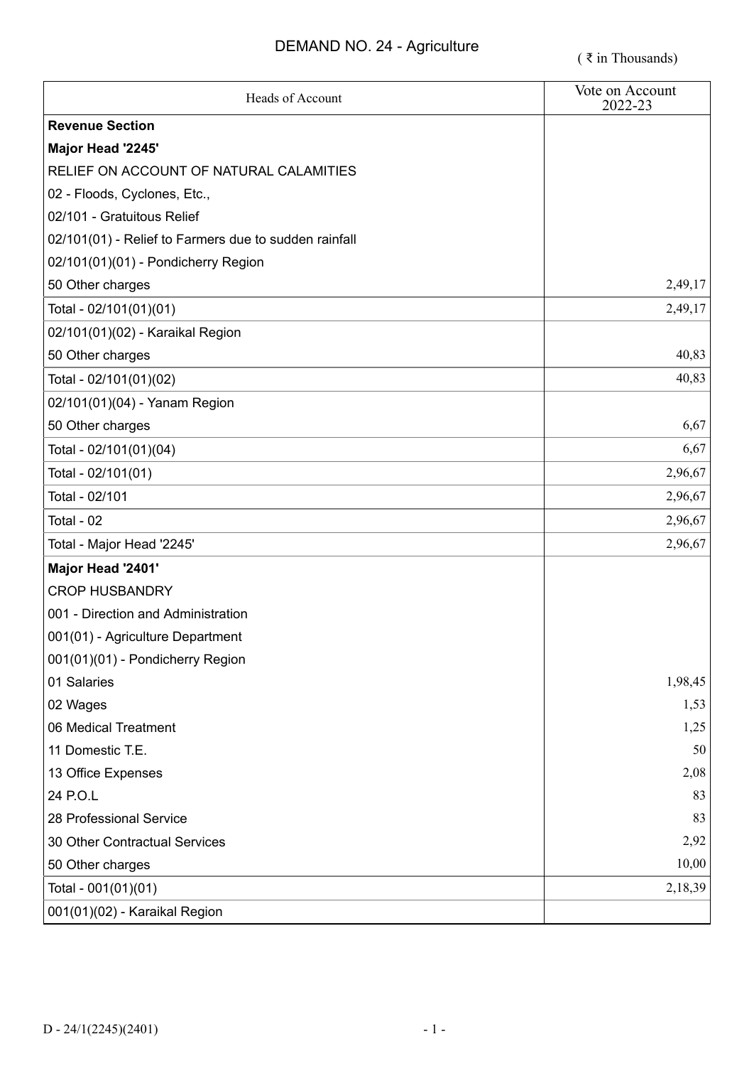# DEMAND NO. 24 - Agriculture

( ₹ in Thousands)

| Heads of Account | Vote on Account 2022-23 |
|---|---|
| **Revenue Section** | |
| **Major Head '2245'** | |
| RELIEF ON ACCOUNT OF NATURAL CALAMITIES | |
| 02 - Floods, Cyclones, Etc., | |
| 02/101 - Gratuitous Relief | |
| 02/101(01) - Relief to Farmers due to sudden rainfall | |
| 02/101(01)(01) - Pondicherry Region | |
| 50 Other charges | 2,49,17 |
| Total - 02/101(01)(01) | 2,49,17 |
| 02/101(01)(02) - Karaikal Region | |
| 50 Other charges | 40,83 |
| Total - 02/101(01)(02) | 40,83 |
| 02/101(01)(04) - Yanam Region | |
| 50 Other charges | 6,67 |
| Total - 02/101(01)(04) | 6,67 |
| Total - 02/101(01) | 2,96,67 |
| Total - 02/101 | 2,96,67 |
| Total - 02 | 2,96,67 |
| Total - Major Head '2245' | 2,96,67 |
| **Major Head '2401'** | |
| CROP HUSBANDRY | |
| 001 - Direction and Administration | |
| 001(01) - Agriculture Department | |
| 001(01)(01) - Pondicherry Region | |
| 01 Salaries | 1,98,45 |
| 02 Wages | 1,53 |
| 06 Medical Treatment | 1,25 |
| 11 Domestic T.E. | 50 |
| 13 Office Expenses | 2,08 |
| 24 P.O.L | 83 |
| 28 Professional Service | 83 |
| 30 Other Contractual Services | 2,92 |
| 50 Other charges | 10,00 |
| Total - 001(01)(01) | 2,18,39 |
| 001(01)(02) - Karaikal Region | |

D - 24/1(2245)(2401)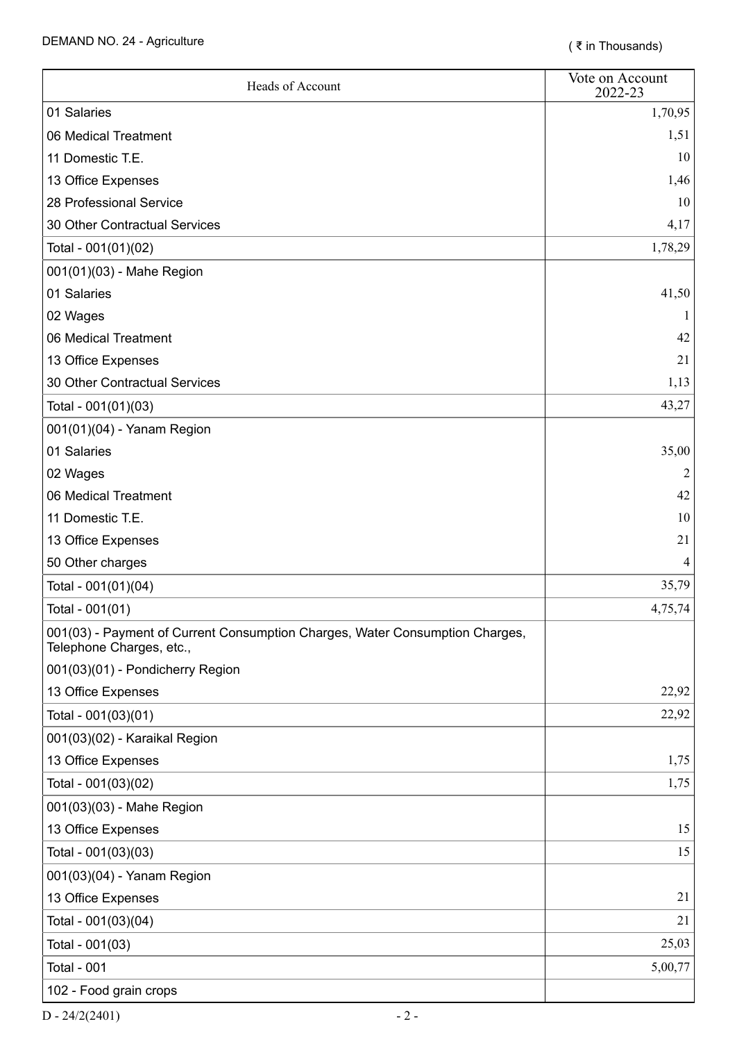DEMAND NO. 24 - Agriculture

( ₹ in Thousands)

| Heads of Account | Vote on Account 2022-23 |
|---|---|
| 01 Salaries | 1,70,95 |
| 06 Medical Treatment | 1,51 |
| 11 Domestic T.E. | 10 |
| 13 Office Expenses | 1,46 |
| 28 Professional Service | 10 |
| 30 Other Contractual Services | 4,17 |
| Total - 001(01)(02) | 1,78,29 |
| 001(01)(03) - Mahe Region | |
| 01 Salaries | 41,50 |
| 02 Wages | 1 |
| 06 Medical Treatment | 42 |
| 13 Office Expenses | 21 |
| 30 Other Contractual Services | 1,13 |
| Total - 001(01)(03) | 43,27 |
| 001(01)(04) - Yanam Region | |
| 01 Salaries | 35,00 |
| 02 Wages | 2 |
| 06 Medical Treatment | 42 |
| 11 Domestic T.E. | 10 |
| 13 Office Expenses | 21 |
| 50 Other charges | 4 |
| Total - 001(01)(04) | 35,79 |
| Total - 001(01) | 4,75,74 |
| 001(03) - Payment of Current Consumption Charges, Water Consumption Charges, Telephone Charges, etc., | |
| 001(03)(01) - Pondicherry Region | |
| 13 Office Expenses | 22,92 |
| Total - 001(03)(01) | 22,92 |
| 001(03)(02) - Karaikal Region | |
| 13 Office Expenses | 1,75 |
| Total - 001(03)(02) | 1,75 |
| 001(03)(03) - Mahe Region | |
| 13 Office Expenses | 15 |
| Total - 001(03)(03) | 15 |
| 001(03)(04) - Yanam Region | |
| 13 Office Expenses | 21 |
| Total - 001(03)(04) | 21 |
| Total - 001(03) | 25,03 |
| Total - 001 | 5,00,77 |
| 102 - Food grain crops | |

D - 24/2(2401)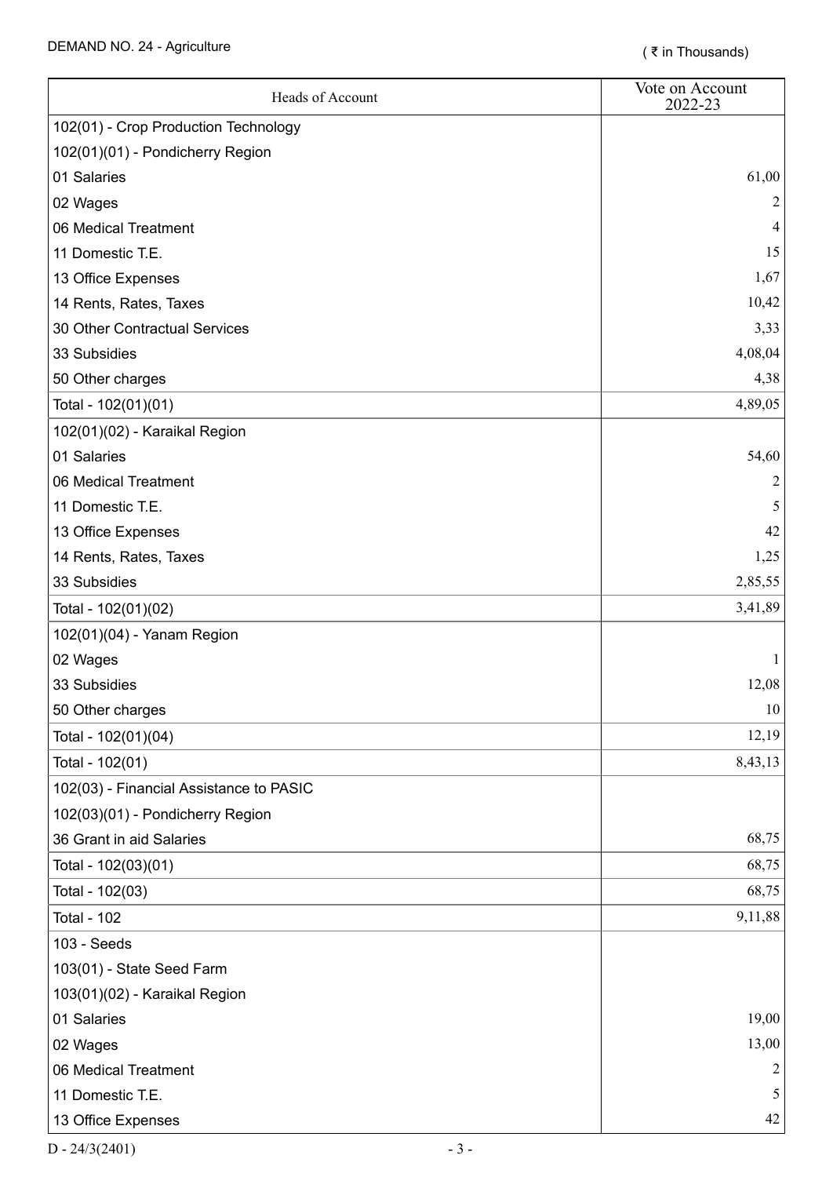DEMAND NO. 24 - Agriculture

( ₹ in Thousands)

| Heads of Account | Vote on Account 2022-23 |
|---|---|
| 102(01) - Crop Production Technology | |
| 102(01)(01) - Pondicherry Region | |
| 01 Salaries | 61,00 |
| 02 Wages | 2 |
| 06 Medical Treatment | 4 |
| 11 Domestic T.E. | 15 |
| 13 Office Expenses | 1,67 |
| 14 Rents, Rates, Taxes | 10,42 |
| 30 Other Contractual Services | 3,33 |
| 33 Subsidies | 4,08,04 |
| 50 Other charges | 4,38 |
| Total - 102(01)(01) | 4,89,05 |
| 102(01)(02) - Karaikal Region | |
| 01 Salaries | 54,60 |
| 06 Medical Treatment | 2 |
| 11 Domestic T.E. | 5 |
| 13 Office Expenses | 42 |
| 14 Rents, Rates, Taxes | 1,25 |
| 33 Subsidies | 2,85,55 |
| Total - 102(01)(02) | 3,41,89 |
| 102(01)(04) - Yanam Region | |
| 02 Wages | 1 |
| 33 Subsidies | 12,08 |
| 50 Other charges | 10 |
| Total - 102(01)(04) | 12,19 |
| Total - 102(01) | 8,43,13 |
| 102(03) - Financial Assistance to PASIC | |
| 102(03)(01) - Pondicherry Region | |
| 36 Grant in aid Salaries | 68,75 |
| Total - 102(03)(01) | 68,75 |
| Total - 102(03) | 68,75 |
| Total - 102 | 9,11,88 |
| 103 - Seeds | |
| 103(01) - State Seed Farm | |
| 103(01)(02) - Karaikal Region | |
| 01 Salaries | 19,00 |
| 02 Wages | 13,00 |
| 06 Medical Treatment | 2 |
| 11 Domestic T.E. | 5 |
| 13 Office Expenses | 42 |

D - 24/3(2401)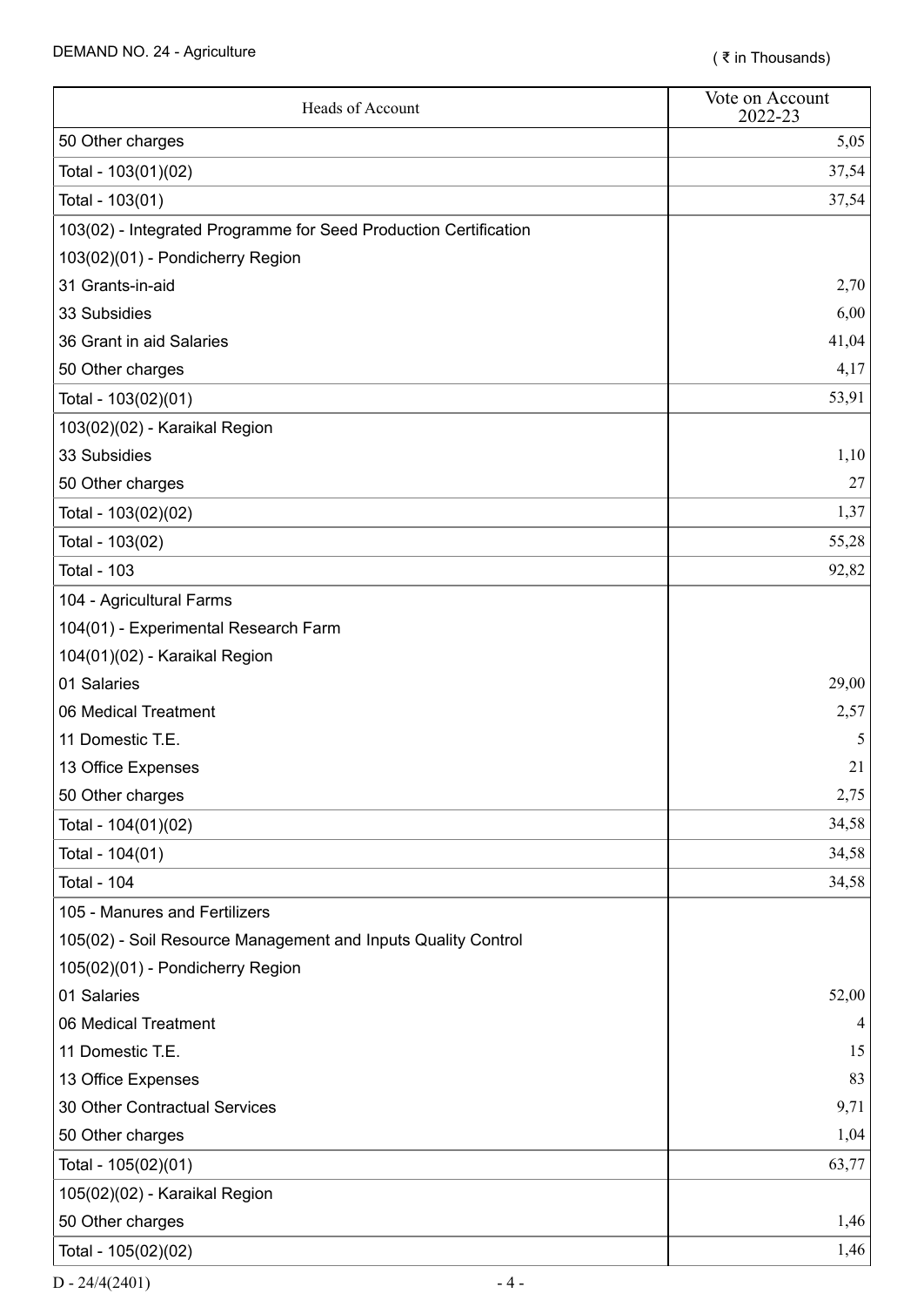DEMAND NO. 24 - Agriculture

( ₹ in Thousands)

| Heads of Account | Vote on Account 2022-23 |
|---|---|
| 50 Other charges | 5,05 |
| Total - 103(01)(02) | 37,54 |
| Total - 103(01) | 37,54 |
| 103(02) - Integrated Programme for Seed Production Certification | |
| 103(02)(01) - Pondicherry Region | |
| 31 Grants-in-aid | 2,70 |
| 33 Subsidies | 6,00 |
| 36 Grant in aid Salaries | 41,04 |
| 50 Other charges | 4,17 |
| Total - 103(02)(01) | 53,91 |
| 103(02)(02) - Karaikal Region | |
| 33 Subsidies | 1,10 |
| 50 Other charges | 27 |
| Total - 103(02)(02) | 1,37 |
| Total - 103(02) | 55,28 |
| Total - 103 | 92,82 |
| 104 - Agricultural Farms | |
| 104(01) - Experimental Research Farm | |
| 104(01)(02) - Karaikal Region | |
| 01 Salaries | 29,00 |
| 06 Medical Treatment | 2,57 |
| 11 Domestic T.E. | 5 |
| 13 Office Expenses | 21 |
| 50 Other charges | 2,75 |
| Total - 104(01)(02) | 34,58 |
| Total - 104(01) | 34,58 |
| Total - 104 | 34,58 |
| 105 - Manures and Fertilizers | |
| 105(02) - Soil Resource Management and Inputs Quality Control | |
| 105(02)(01) - Pondicherry Region | |
| 01 Salaries | 52,00 |
| 06 Medical Treatment | 4 |
| 11 Domestic T.E. | 15 |
| 13 Office Expenses | 83 |
| 30 Other Contractual Services | 9,71 |
| 50 Other charges | 1,04 |
| Total - 105(02)(01) | 63,77 |
| 105(02)(02) - Karaikal Region | |
| 50 Other charges | 1,46 |
| Total - 105(02)(02) | 1,46 |

D - 24/4(2401)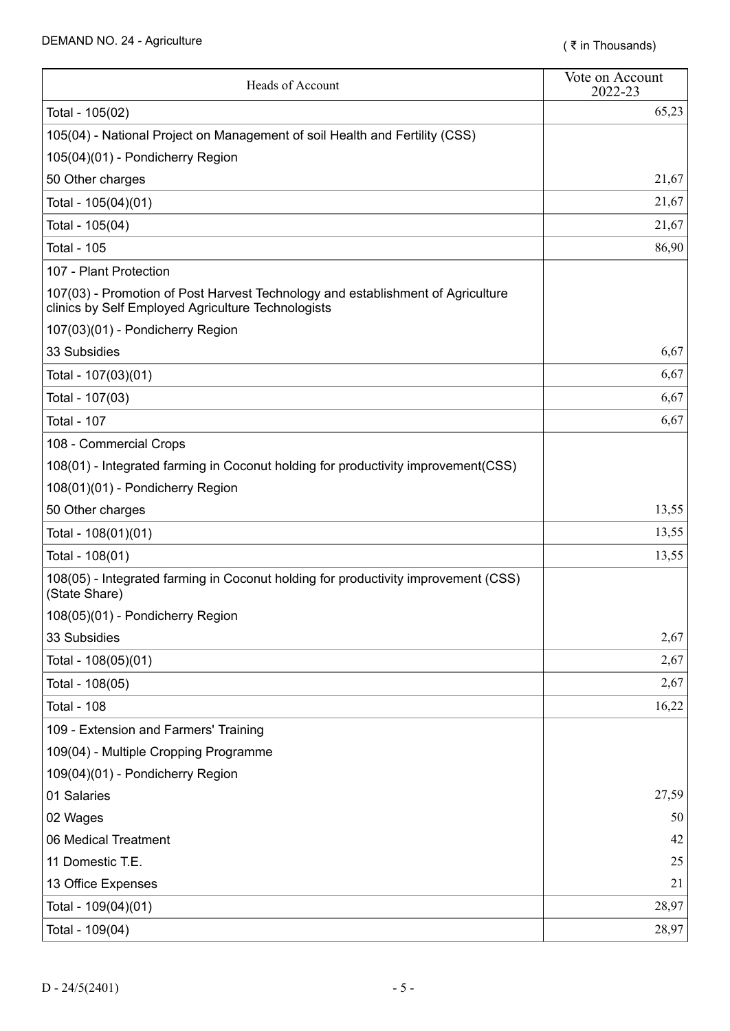DEMAND NO. 24 - Agriculture

( ₹ in Thousands)

| Heads of Account | Vote on Account 2022-23 |
|---|---|
| Total - 105(02) | 65,23 |
| 105(04) - National Project on Management of soil Health and Fertility (CSS) | |
| 105(04)(01) - Pondicherry Region | |
| 50 Other charges | 21,67 |
| Total - 105(04)(01) | 21,67 |
| Total - 105(04) | 21,67 |
| Total - 105 | 86,90 |
| 107 - Plant Protection | |
| 107(03) - Promotion of Post Harvest Technology and establishment of Agriculture clinics by Self Employed Agriculture Technologists | |
| 107(03)(01) - Pondicherry Region | |
| 33 Subsidies | 6,67 |
| Total - 107(03)(01) | 6,67 |
| Total - 107(03) | 6,67 |
| Total - 107 | 6,67 |
| 108 - Commercial Crops | |
| 108(01) - Integrated farming in Coconut holding for productivity improvement(CSS) | |
| 108(01)(01) - Pondicherry Region | |
| 50 Other charges | 13,55 |
| Total - 108(01)(01) | 13,55 |
| Total - 108(01) | 13,55 |
| 108(05) - Integrated farming in Coconut holding for productivity improvement (CSS) (State Share) | |
| 108(05)(01) - Pondicherry Region | |
| 33 Subsidies | 2,67 |
| Total - 108(05)(01) | 2,67 |
| Total - 108(05) | 2,67 |
| Total - 108 | 16,22 |
| 109 - Extension and Farmers' Training | |
| 109(04) - Multiple Cropping Programme | |
| 109(04)(01) - Pondicherry Region | |
| 01 Salaries | 27,59 |
| 02 Wages | 50 |
| 06 Medical Treatment | 42 |
| 11 Domestic T.E. | 25 |
| 13 Office Expenses | 21 |
| Total - 109(04)(01) | 28,97 |
| Total - 109(04) | 28,97 |

D - 24/5(2401)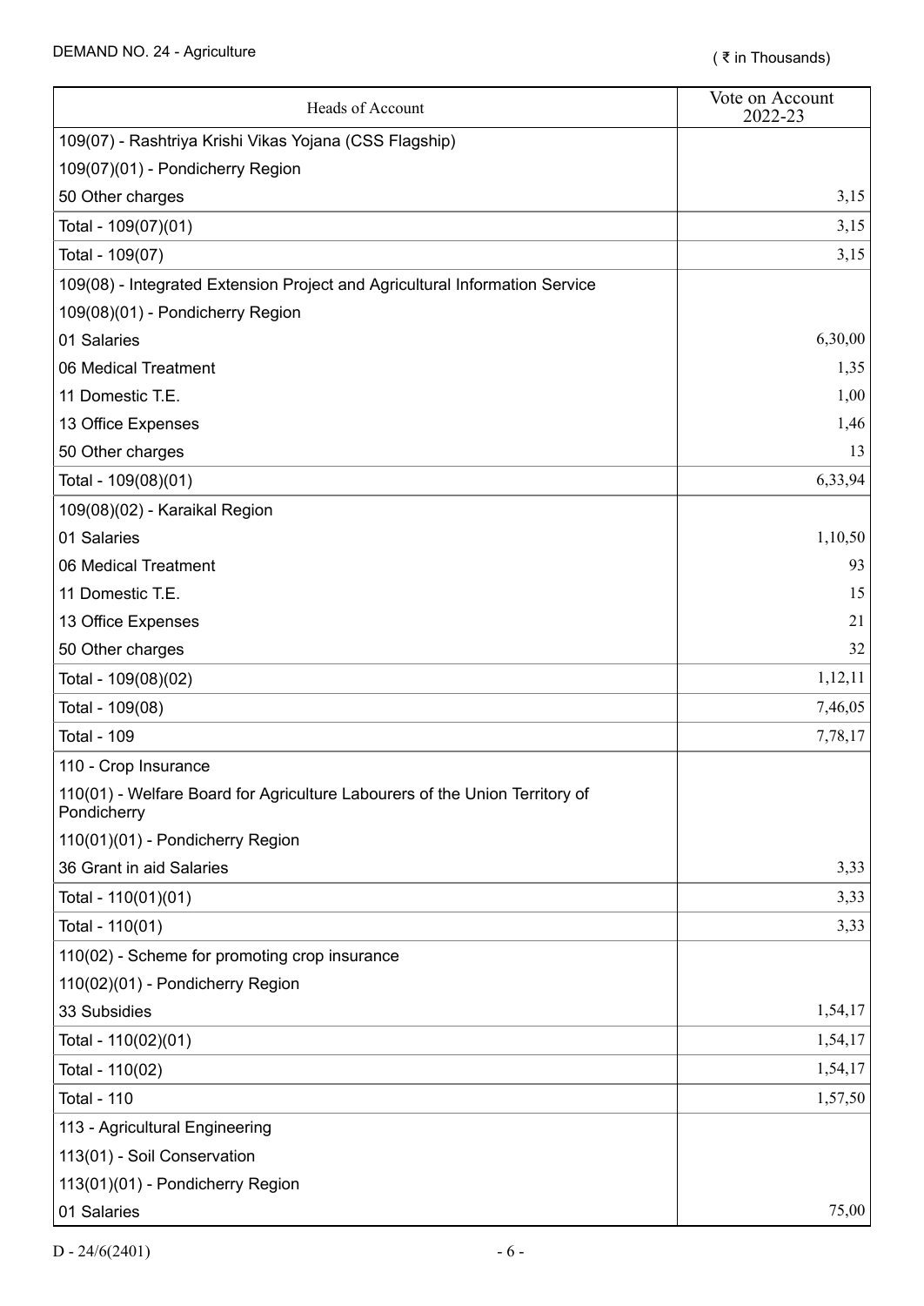DEMAND NO. 24 - Agriculture ( ₹ in Thousands)

| Heads of Account | Vote on Account 2022-23 |
|---|---|
| 109(07) - Rashtriya Krishi Vikas Yojana (CSS Flagship) | |
| 109(07)(01) - Pondicherry Region | |
| 50 Other charges | 3,15 |
| Total - 109(07)(01) | 3,15 |
| Total - 109(07) | 3,15 |
| 109(08) - Integrated Extension Project and Agricultural Information Service | |
| 109(08)(01) - Pondicherry Region | |
| 01 Salaries | 6,30,00 |
| 06 Medical Treatment | 1,35 |
| 11 Domestic T.E. | 1,00 |
| 13 Office Expenses | 1,46 |
| 50 Other charges | 13 |
| Total - 109(08)(01) | 6,33,94 |
| 109(08)(02) - Karaikal Region | |
| 01 Salaries | 1,10,50 |
| 06 Medical Treatment | 93 |
| 11 Domestic T.E. | 15 |
| 13 Office Expenses | 21 |
| 50 Other charges | 32 |
| Total - 109(08)(02) | 1,12,11 |
| Total - 109(08) | 7,46,05 |
| Total - 109 | 7,78,17 |
| 110 - Crop Insurance | |
| 110(01) - Welfare Board for Agriculture Labourers of the Union Territory of Pondicherry | |
| 110(01)(01) - Pondicherry Region | |
| 36 Grant in aid Salaries | 3,33 |
| Total - 110(01)(01) | 3,33 |
| Total - 110(01) | 3,33 |
| 110(02) - Scheme for promoting crop insurance | |
| 110(02)(01) - Pondicherry Region | |
| 33 Subsidies | 1,54,17 |
| Total - 110(02)(01) | 1,54,17 |
| Total - 110(02) | 1,54,17 |
| Total - 110 | 1,57,50 |
| 113 - Agricultural Engineering | |
| 113(01) - Soil Conservation | |
| 113(01)(01) - Pondicherry Region | |
| 01 Salaries | 75,00 |

D - 24/6(2401)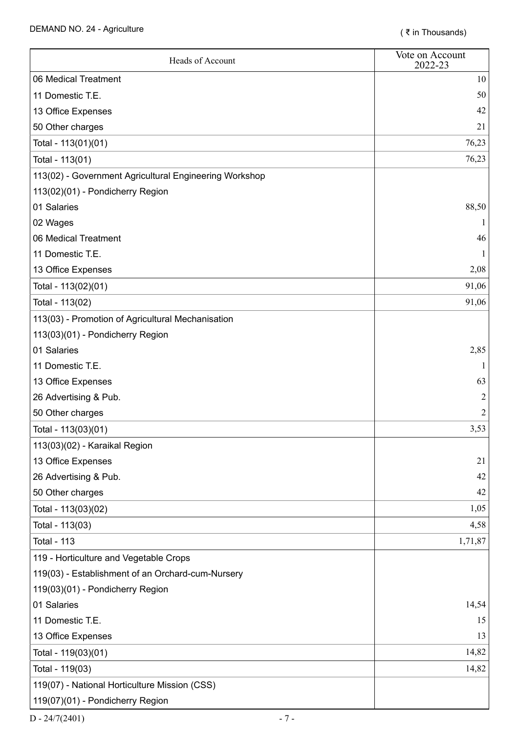DEMAND NO. 24 - Agriculture

( ₹ in Thousands)

| Heads of Account | Vote on Account 2022-23 |
|---|---|
| 06 Medical Treatment | 10 |
| 11 Domestic T.E. | 50 |
| 13 Office Expenses | 42 |
| 50 Other charges | 21 |
| Total - 113(01)(01) | 76,23 |
| Total - 113(01) | 76,23 |
| 113(02) - Government Agricultural Engineering Workshop | |
| 113(02)(01) - Pondicherry Region | |
| 01 Salaries | 88,50 |
| 02 Wages | 1 |
| 06 Medical Treatment | 46 |
| 11 Domestic T.E. | 1 |
| 13 Office Expenses | 2,08 |
| Total - 113(02)(01) | 91,06 |
| Total - 113(02) | 91,06 |
| 113(03) - Promotion of Agricultural Mechanisation | |
| 113(03)(01) - Pondicherry Region | |
| 01 Salaries | 2,85 |
| 11 Domestic T.E. | 1 |
| 13 Office Expenses | 63 |
| 26 Advertising & Pub. | 2 |
| 50 Other charges | 2 |
| Total - 113(03)(01) | 3,53 |
| 113(03)(02) - Karaikal Region | |
| 13 Office Expenses | 21 |
| 26 Advertising & Pub. | 42 |
| 50 Other charges | 42 |
| Total - 113(03)(02) | 1,05 |
| Total - 113(03) | 4,58 |
| Total - 113 | 1,71,87 |
| 119 - Horticulture and Vegetable Crops | |
| 119(03) - Establishment of an Orchard-cum-Nursery | |
| 119(03)(01) - Pondicherry Region | |
| 01 Salaries | 14,54 |
| 11 Domestic T.E. | 15 |
| 13 Office Expenses | 13 |
| Total - 119(03)(01) | 14,82 |
| Total - 119(03) | 14,82 |
| 119(07) - National Horticulture Mission (CSS) | |
| 119(07)(01) - Pondicherry Region | |

D - 24/7(2401)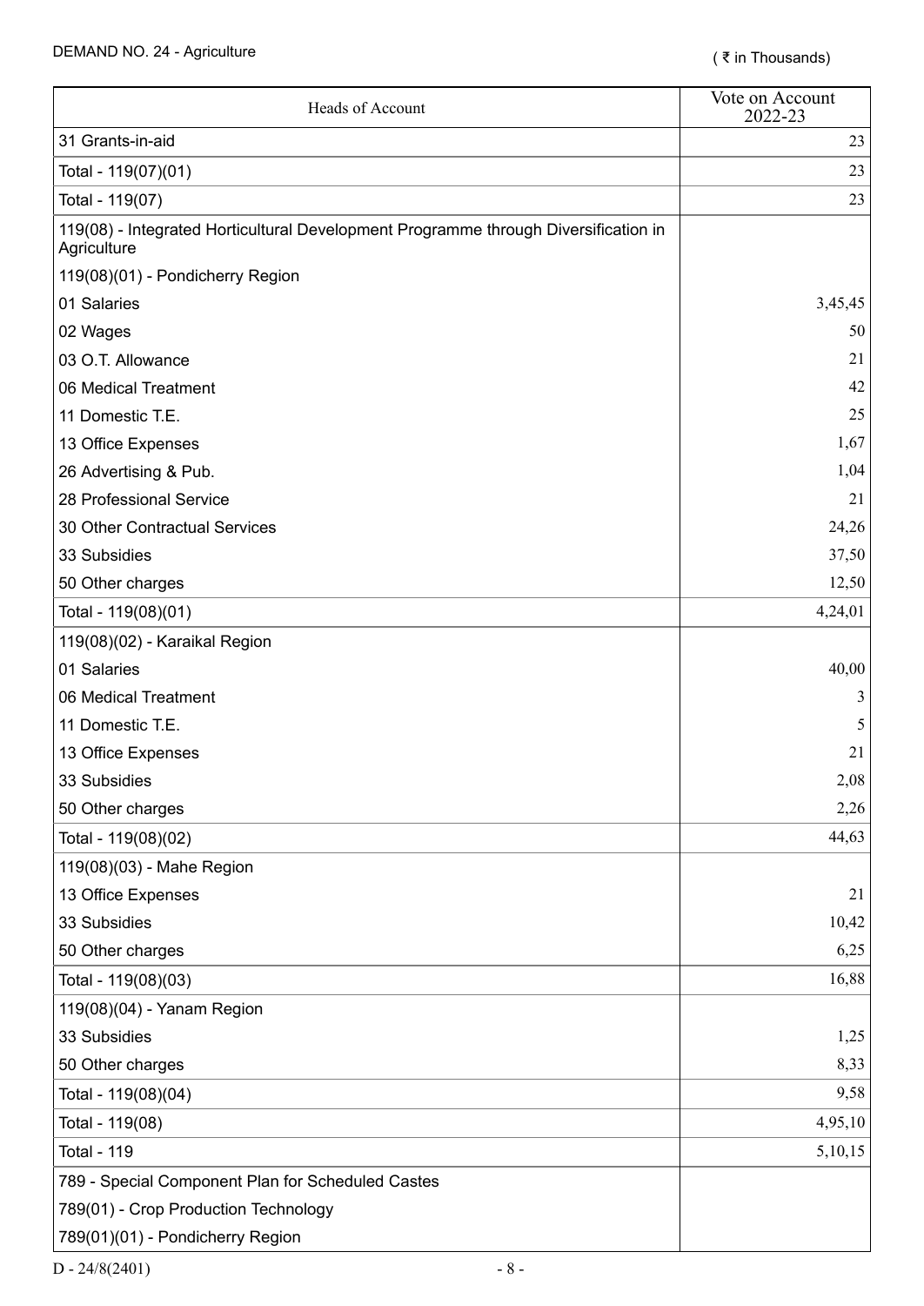DEMAND NO. 24 - Agriculture

( ₹ in Thousands)

| Heads of Account | Vote on Account 2022-23 |
|---|---|
| 31 Grants-in-aid | 23 |
| Total - 119(07)(01) | 23 |
| Total - 119(07) | 23 |
| 119(08) - Integrated Horticultural Development Programme through Diversification in Agriculture | |
| 119(08)(01) - Pondicherry Region | |
| 01 Salaries | 3,45,45 |
| 02 Wages | 50 |
| 03 O.T. Allowance | 21 |
| 06 Medical Treatment | 42 |
| 11 Domestic T.E. | 25 |
| 13 Office Expenses | 1,67 |
| 26 Advertising & Pub. | 1,04 |
| 28 Professional Service | 21 |
| 30 Other Contractual Services | 24,26 |
| 33 Subsidies | 37,50 |
| 50 Other charges | 12,50 |
| Total - 119(08)(01) | 4,24,01 |
| 119(08)(02) - Karaikal Region | |
| 01 Salaries | 40,00 |
| 06 Medical Treatment | 3 |
| 11 Domestic T.E. | 5 |
| 13 Office Expenses | 21 |
| 33 Subsidies | 2,08 |
| 50 Other charges | 2,26 |
| Total - 119(08)(02) | 44,63 |
| 119(08)(03) - Mahe Region | |
| 13 Office Expenses | 21 |
| 33 Subsidies | 10,42 |
| 50 Other charges | 6,25 |
| Total - 119(08)(03) | 16,88 |
| 119(08)(04) - Yanam Region | |
| 33 Subsidies | 1,25 |
| 50 Other charges | 8,33 |
| Total - 119(08)(04) | 9,58 |
| Total - 119(08) | 4,95,10 |
| Total - 119 | 5,10,15 |
| 789 - Special Component Plan for Scheduled Castes | |
| 789(01) - Crop Production Technology | |
| 789(01)(01) - Pondicherry Region | |

D - 24/8(2401)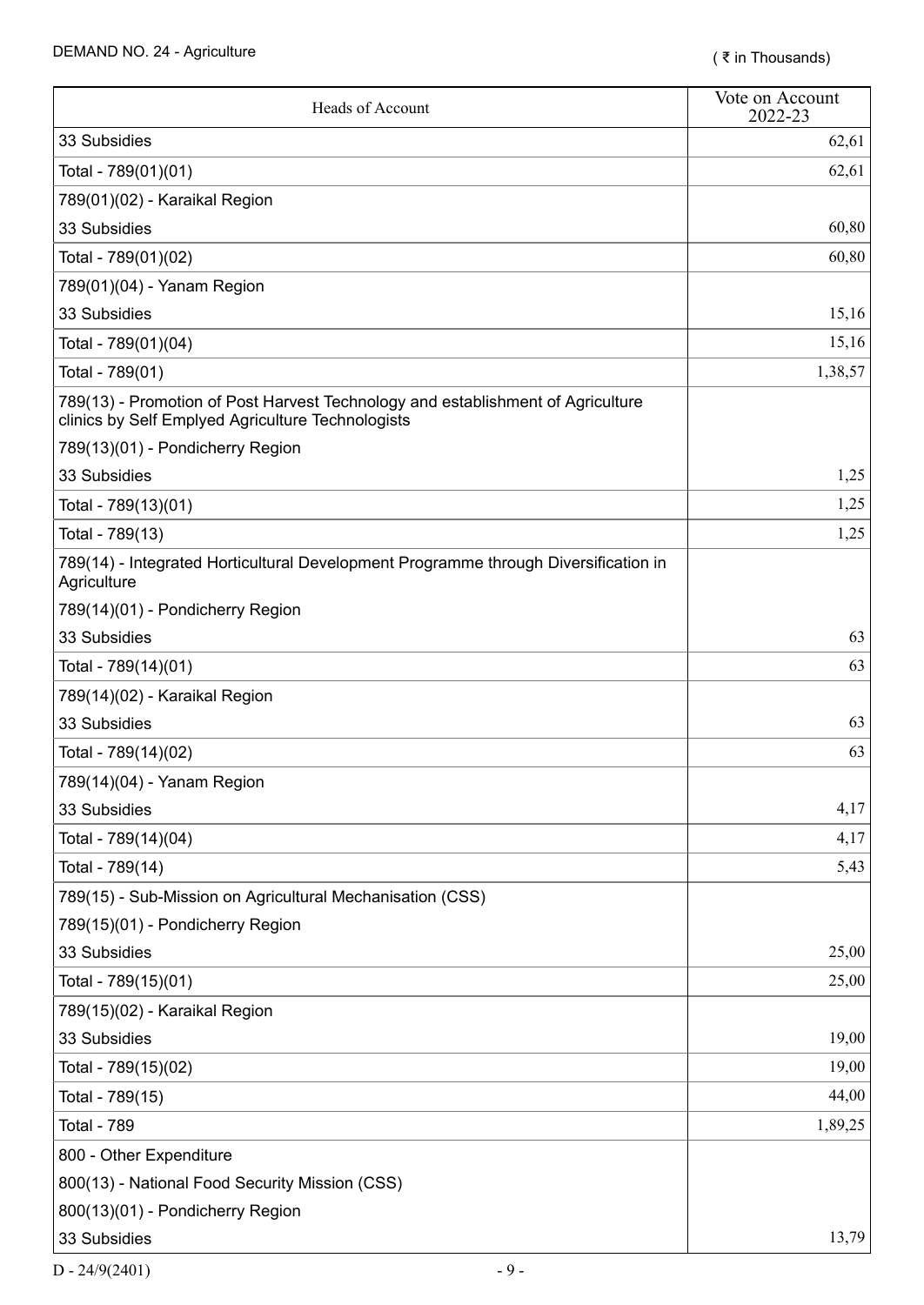DEMAND NO. 24 - Agriculture

( ₹ in Thousands)

| Heads of Account | Vote on Account 2022-23 |
|---|---|
| 33 Subsidies | 62,61 |
| Total - 789(01)(01) | 62,61 |
| 789(01)(02) - Karaikal Region | |
| 33 Subsidies | 60,80 |
| Total - 789(01)(02) | 60,80 |
| 789(01)(04) - Yanam Region | |
| 33 Subsidies | 15,16 |
| Total - 789(01)(04) | 15,16 |
| Total - 789(01) | 1,38,57 |
| 789(13) - Promotion of Post Harvest Technology and establishment of Agriculture clinics by Self Emplyed Agriculture Technologists | |
| 789(13)(01) - Pondicherry Region | |
| 33 Subsidies | 1,25 |
| Total - 789(13)(01) | 1,25 |
| Total - 789(13) | 1,25 |
| 789(14) - Integrated Horticultural Development Programme through Diversification in Agriculture | |
| 789(14)(01) - Pondicherry Region | |
| 33 Subsidies | 63 |
| Total - 789(14)(01) | 63 |
| 789(14)(02) - Karaikal Region | |
| 33 Subsidies | 63 |
| Total - 789(14)(02) | 63 |
| 789(14)(04) - Yanam Region | |
| 33 Subsidies | 4,17 |
| Total - 789(14)(04) | 4,17 |
| Total - 789(14) | 5,43 |
| 789(15) - Sub-Mission on Agricultural Mechanisation (CSS) | |
| 789(15)(01) - Pondicherry Region | |
| 33 Subsidies | 25,00 |
| Total - 789(15)(01) | 25,00 |
| 789(15)(02) - Karaikal Region | |
| 33 Subsidies | 19,00 |
| Total - 789(15)(02) | 19,00 |
| Total - 789(15) | 44,00 |
| Total - 789 | 1,89,25 |
| 800 - Other Expenditure | |
| 800(13) - National Food Security Mission (CSS) | |
| 800(13)(01) - Pondicherry Region | |
| 33 Subsidies | 13,79 |

D - 24/9(2401)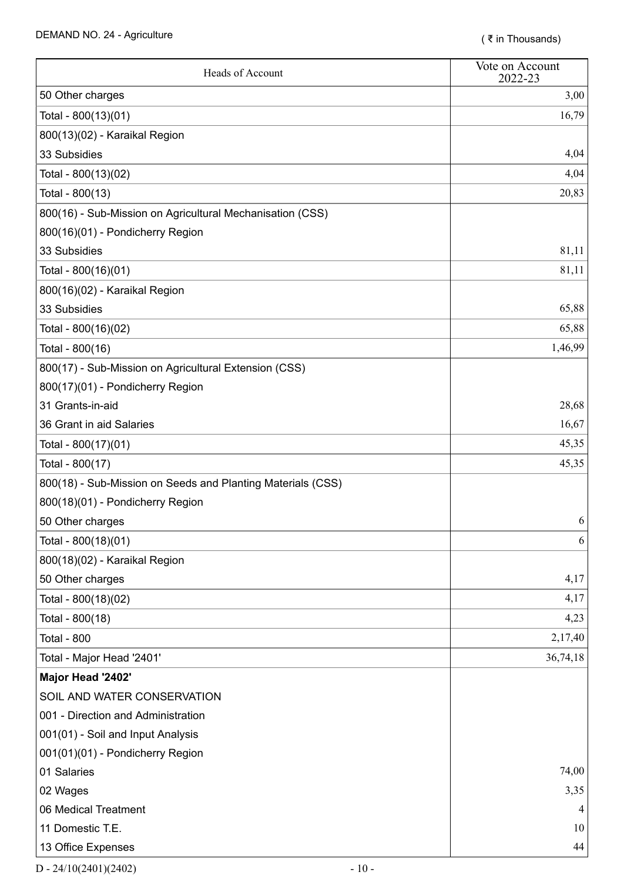DEMAND NO. 24 - Agriculture

( ₹ in Thousands)

| Heads of Account | Vote on Account 2022-23 |
|---|---|
| 50 Other charges | 3,00 |
| Total - 800(13)(01) | 16,79 |
| 800(13)(02) - Karaikal Region | |
| 33 Subsidies | 4,04 |
| Total - 800(13)(02) | 4,04 |
| Total - 800(13) | 20,83 |
| 800(16) - Sub-Mission on Agricultural Mechanisation (CSS) | |
| 800(16)(01) - Pondicherry Region | |
| 33 Subsidies | 81,11 |
| Total - 800(16)(01) | 81,11 |
| 800(16)(02) - Karaikal Region | |
| 33 Subsidies | 65,88 |
| Total - 800(16)(02) | 65,88 |
| Total - 800(16) | 1,46,99 |
| 800(17) - Sub-Mission on Agricultural Extension (CSS) | |
| 800(17)(01) - Pondicherry Region | |
| 31 Grants-in-aid | 28,68 |
| 36 Grant in aid Salaries | 16,67 |
| Total - 800(17)(01) | 45,35 |
| Total - 800(17) | 45,35 |
| 800(18) - Sub-Mission on Seeds and Planting Materials (CSS) | |
| 800(18)(01) - Pondicherry Region | |
| 50 Other charges | 6 |
| Total - 800(18)(01) | 6 |
| 800(18)(02) - Karaikal Region | |
| 50 Other charges | 4,17 |
| Total - 800(18)(02) | 4,17 |
| Total - 800(18) | 4,23 |
| Total - 800 | 2,17,40 |
| Total - Major Head '2401' | 36,74,18 |
| **Major Head '2402'** | |
| SOIL AND WATER CONSERVATION | |
| 001 - Direction and Administration | |
| 001(01) - Soil and Input Analysis | |
| 001(01)(01) - Pondicherry Region | |
| 01 Salaries | 74,00 |
| 02 Wages | 3,35 |
| 06 Medical Treatment | 4 |
| 11 Domestic T.E. | 10 |
| 13 Office Expenses | 44 |

D - 24/10(2401)(2402)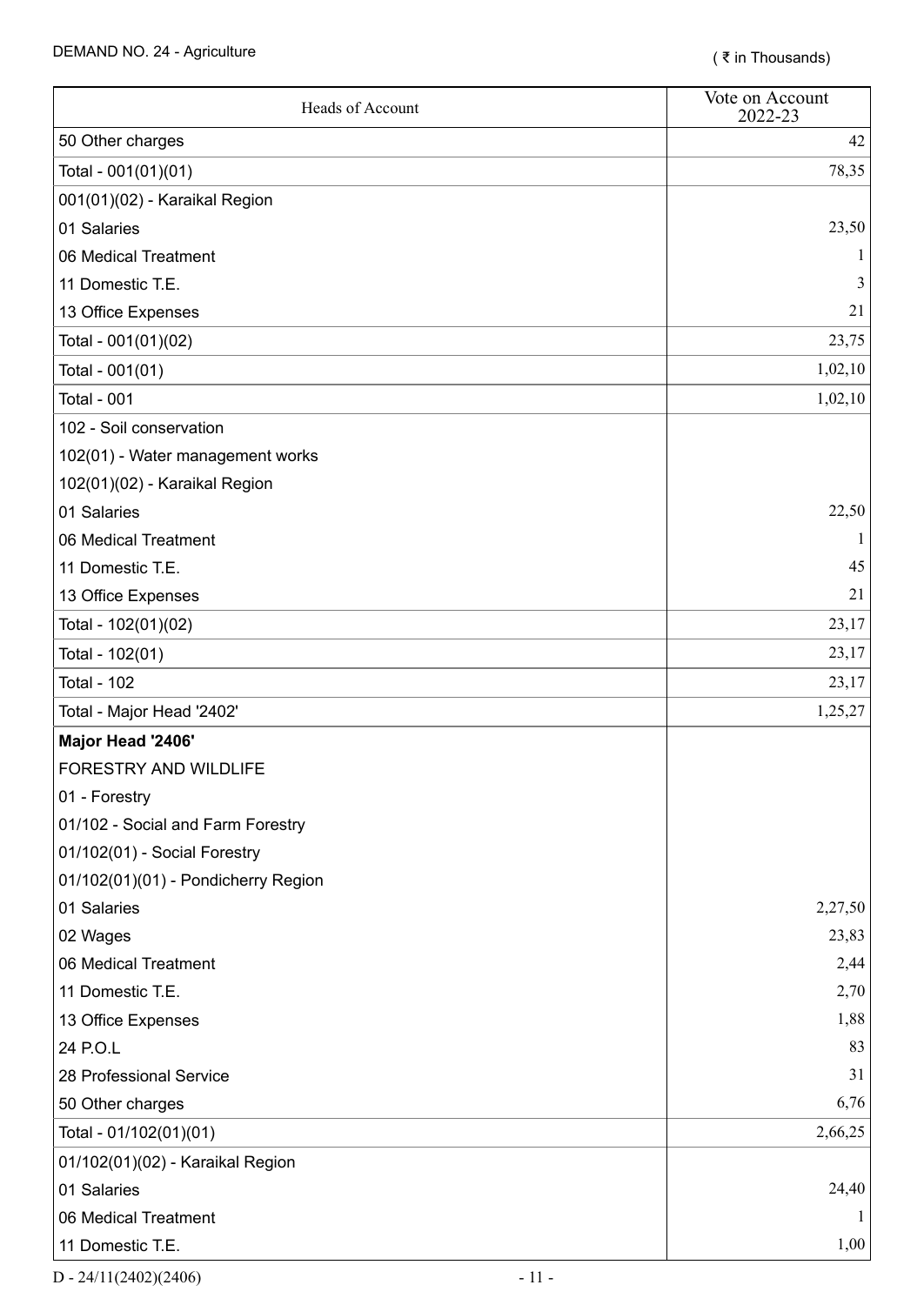DEMAND NO. 24 - Agriculture

( ₹ in Thousands)

| Heads of Account | Vote on Account 2022-23 |
|---|---|
| 50 Other charges | 42 |
| Total - 001(01)(01) | 78,35 |
| 001(01)(02) - Karaikal Region | |
| 01 Salaries | 23,50 |
| 06 Medical Treatment | 1 |
| 11 Domestic T.E. | 3 |
| 13 Office Expenses | 21 |
| Total - 001(01)(02) | 23,75 |
| Total - 001(01) | 1,02,10 |
| Total - 001 | 1,02,10 |
| 102 - Soil conservation | |
| 102(01) - Water management works | |
| 102(01)(02) - Karaikal Region | |
| 01 Salaries | 22,50 |
| 06 Medical Treatment | 1 |
| 11 Domestic T.E. | 45 |
| 13 Office Expenses | 21 |
| Total - 102(01)(02) | 23,17 |
| Total - 102(01) | 23,17 |
| Total - 102 | 23,17 |
| Total - Major Head '2402' | 1,25,27 |
| **Major Head '2406'** | |
| FORESTRY AND WILDLIFE | |
| 01 - Forestry | |
| 01/102 - Social and Farm Forestry | |
| 01/102(01) - Social Forestry | |
| 01/102(01)(01) - Pondicherry Region | |
| 01 Salaries | 2,27,50 |
| 02 Wages | 23,83 |
| 06 Medical Treatment | 2,44 |
| 11 Domestic T.E. | 2,70 |
| 13 Office Expenses | 1,88 |
| 24 P.O.L | 83 |
| 28 Professional Service | 31 |
| 50 Other charges | 6,76 |
| Total - 01/102(01)(01) | 2,66,25 |
| 01/102(01)(02) - Karaikal Region | |
| 01 Salaries | 24,40 |
| 06 Medical Treatment | 1 |
| 11 Domestic T.E. | 1,00 |

D - 24/11(2402)(2406)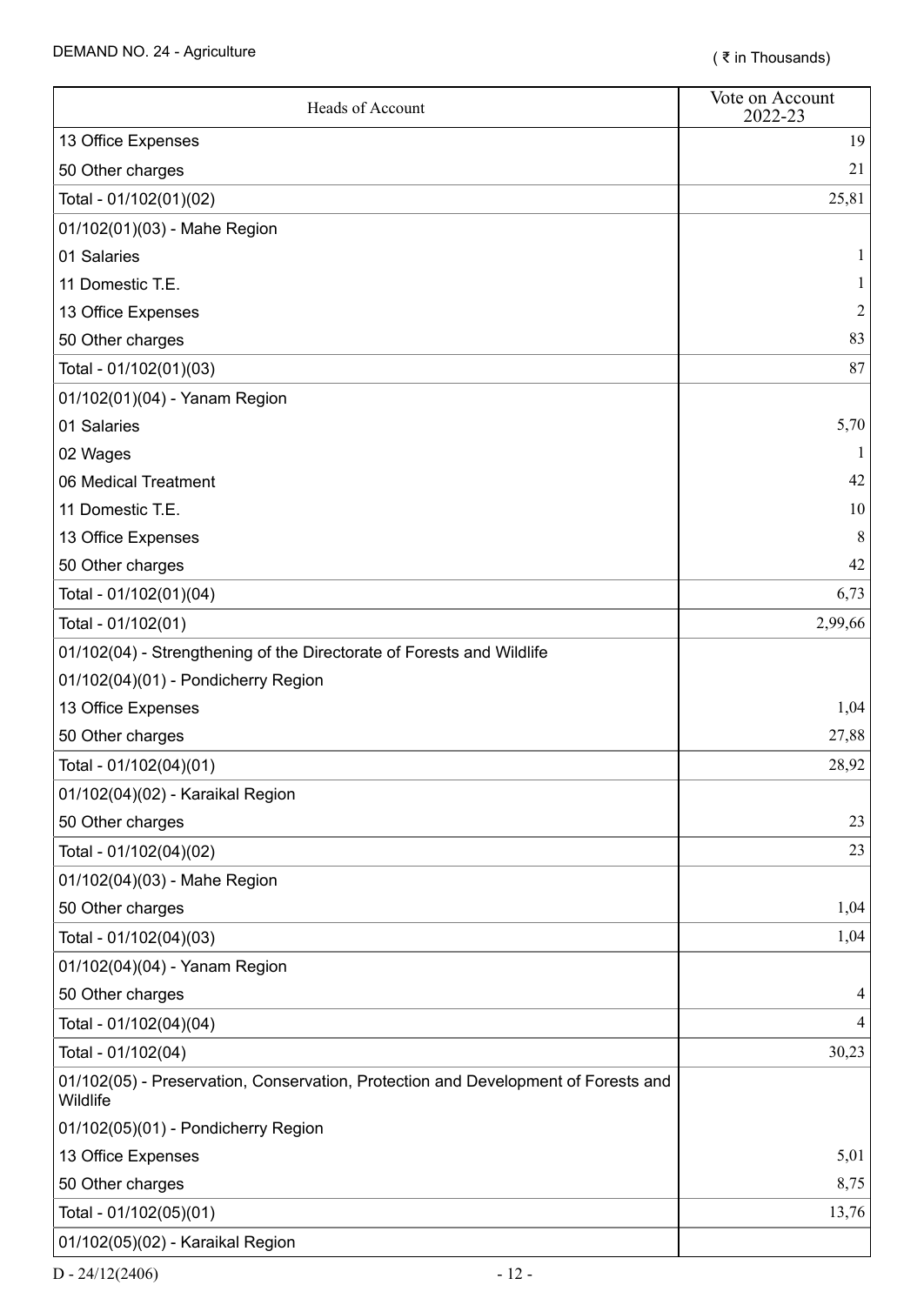DEMAND NO. 24 - Agriculture

( ₹ in Thousands)

| Heads of Account | Vote on Account 2022-23 |
|---|---|
| 13 Office Expenses | 19 |
| 50 Other charges | 21 |
| Total - 01/102(01)(02) | 25,81 |
| 01/102(01)(03) - Mahe Region | |
| 01 Salaries | 1 |
| 11 Domestic T.E. | 1 |
| 13 Office Expenses | 2 |
| 50 Other charges | 83 |
| Total - 01/102(01)(03) | 87 |
| 01/102(01)(04) - Yanam Region | |
| 01 Salaries | 5,70 |
| 02 Wages | 1 |
| 06 Medical Treatment | 42 |
| 11 Domestic T.E. | 10 |
| 13 Office Expenses | 8 |
| 50 Other charges | 42 |
| Total - 01/102(01)(04) | 6,73 |
| Total - 01/102(01) | 2,99,66 |
| 01/102(04) - Strengthening of the Directorate of Forests and Wildlife | |
| 01/102(04)(01) - Pondicherry Region | |
| 13 Office Expenses | 1,04 |
| 50 Other charges | 27,88 |
| Total - 01/102(04)(01) | 28,92 |
| 01/102(04)(02) - Karaikal Region | |
| 50 Other charges | 23 |
| Total - 01/102(04)(02) | 23 |
| 01/102(04)(03) - Mahe Region | |
| 50 Other charges | 1,04 |
| Total - 01/102(04)(03) | 1,04 |
| 01/102(04)(04) - Yanam Region | |
| 50 Other charges | 4 |
| Total - 01/102(04)(04) | 4 |
| Total - 01/102(04) | 30,23 |
| 01/102(05) - Preservation, Conservation, Protection and Development of Forests and Wildlife | |
| 01/102(05)(01) - Pondicherry Region | |
| 13 Office Expenses | 5,01 |
| 50 Other charges | 8,75 |
| Total - 01/102(05)(01) | 13,76 |
| 01/102(05)(02) - Karaikal Region | |

D - 24/12(2406)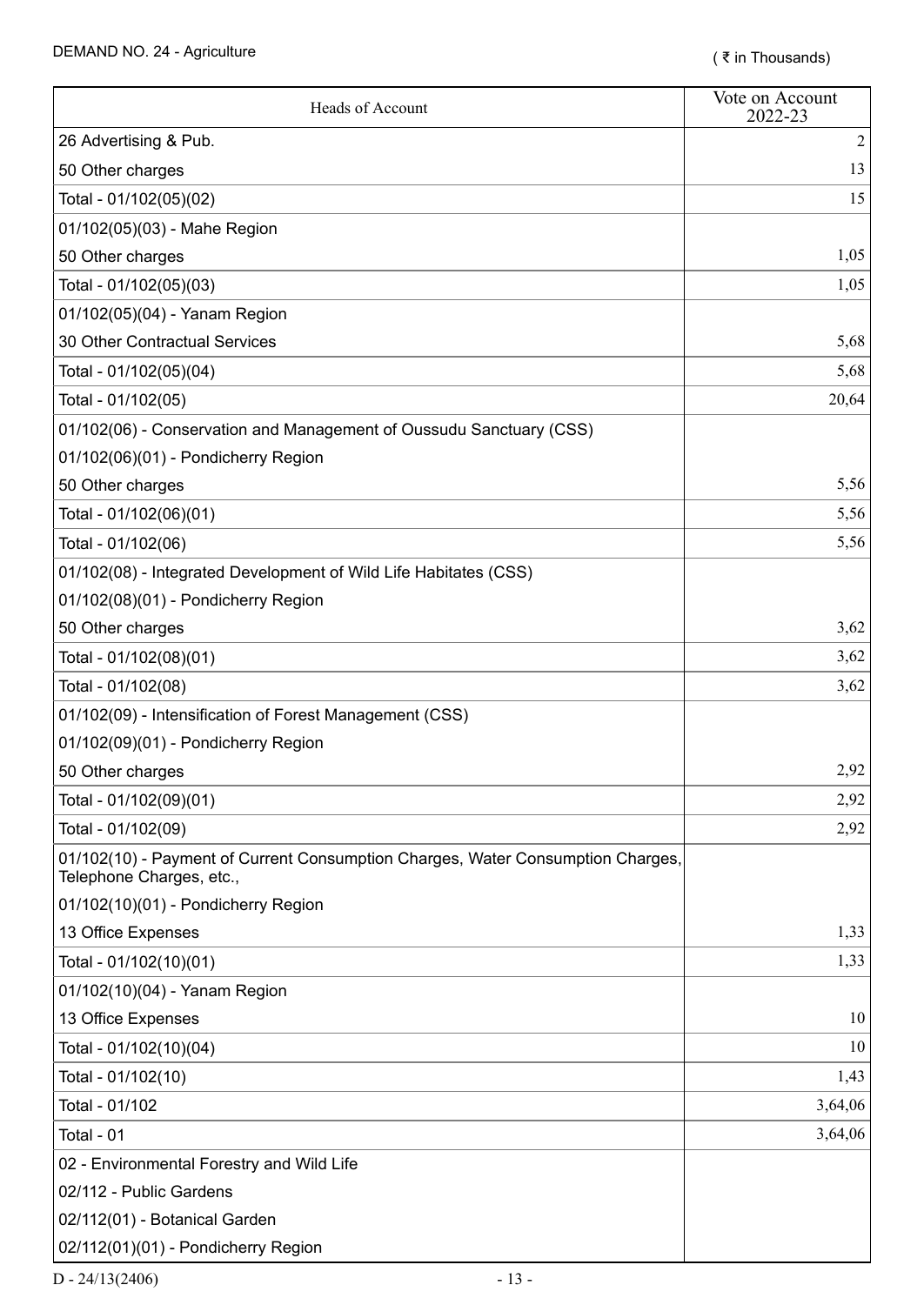DEMAND NO. 24 - Agriculture

( ₹ in Thousands)

| Heads of Account | Vote on Account 2022-23 |
|---|---|
| 26 Advertising & Pub. | 2 |
| 50 Other charges | 13 |
| Total - 01/102(05)(02) | 15 |
| 01/102(05)(03) - Mahe Region | |
| 50 Other charges | 1,05 |
| Total - 01/102(05)(03) | 1,05 |
| 01/102(05)(04) - Yanam Region | |
| 30 Other Contractual Services | 5,68 |
| Total - 01/102(05)(04) | 5,68 |
| Total - 01/102(05) | 20,64 |
| 01/102(06) - Conservation and Management of Oussudu Sanctuary (CSS) | |
| 01/102(06)(01) - Pondicherry Region | |
| 50 Other charges | 5,56 |
| Total - 01/102(06)(01) | 5,56 |
| Total - 01/102(06) | 5,56 |
| 01/102(08) - Integrated Development of Wild Life Habitates (CSS) | |
| 01/102(08)(01) - Pondicherry Region | |
| 50 Other charges | 3,62 |
| Total - 01/102(08)(01) | 3,62 |
| Total - 01/102(08) | 3,62 |
| 01/102(09) - Intensification of Forest Management (CSS) | |
| 01/102(09)(01) - Pondicherry Region | |
| 50 Other charges | 2,92 |
| Total - 01/102(09)(01) | 2,92 |
| Total - 01/102(09) | 2,92 |
| 01/102(10) - Payment of Current Consumption Charges, Water Consumption Charges, Telephone Charges, etc., | |
| 01/102(10)(01) - Pondicherry Region | |
| 13 Office Expenses | 1,33 |
| Total - 01/102(10)(01) | 1,33 |
| 01/102(10)(04) - Yanam Region | |
| 13 Office Expenses | 10 |
| Total - 01/102(10)(04) | 10 |
| Total - 01/102(10) | 1,43 |
| Total - 01/102 | 3,64,06 |
| Total - 01 | 3,64,06 |
| 02 - Environmental Forestry and Wild Life | |
| 02/112 - Public Gardens | |
| 02/112(01) - Botanical Garden | |
| 02/112(01)(01) - Pondicherry Region | |

D - 24/13(2406)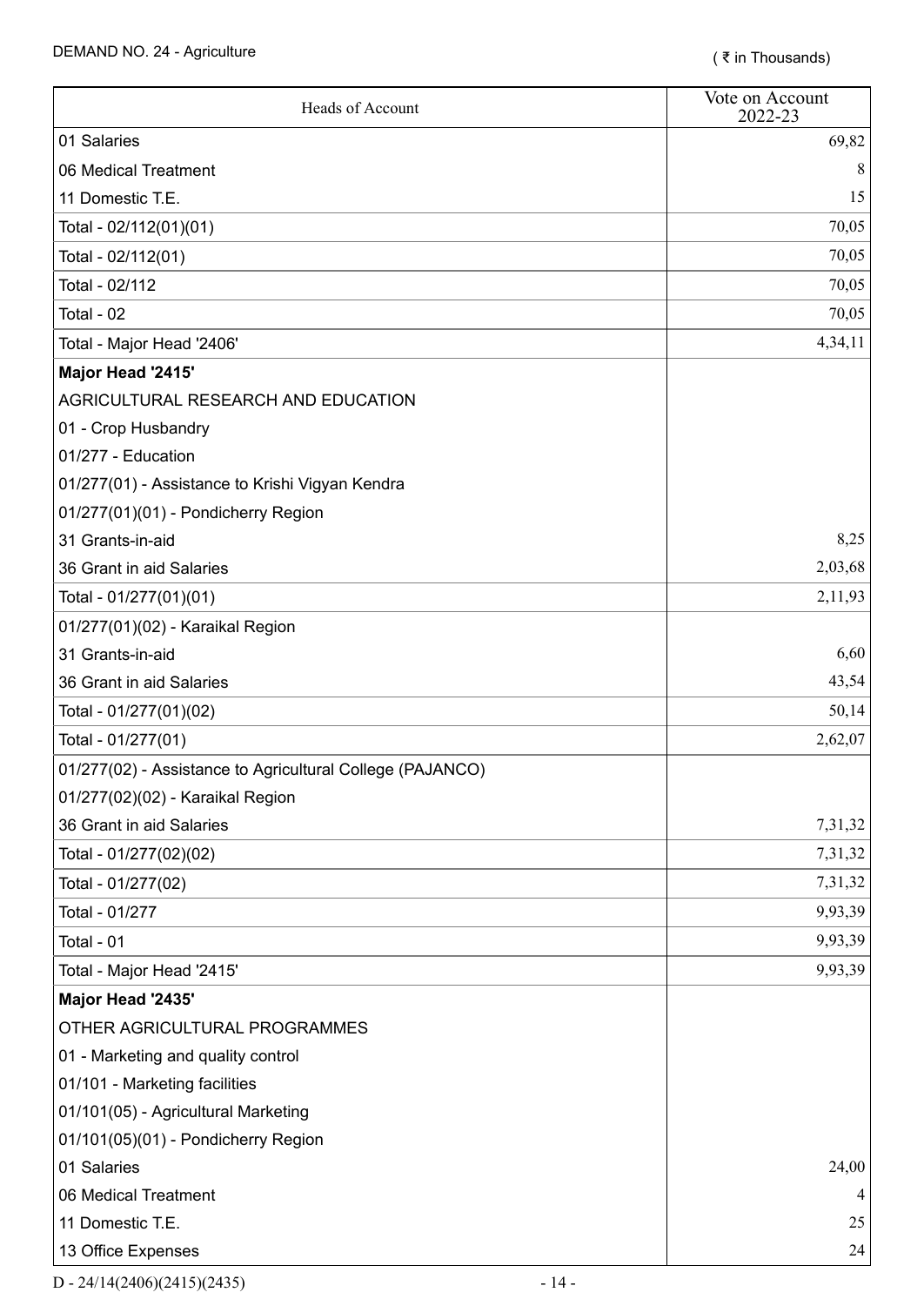DEMAND NO. 24 - Agriculture

( ₹ in Thousands)

| Heads of Account | Vote on Account 2022-23 |
|---|---|
| 01 Salaries | 69,82 |
| 06 Medical Treatment | 8 |
| 11 Domestic T.E. | 15 |
| Total - 02/112(01)(01) | 70,05 |
| Total - 02/112(01) | 70,05 |
| Total - 02/112 | 70,05 |
| Total - 02 | 70,05 |
| Total - Major Head '2406' | 4,34,11 |
| **Major Head '2415'** | |
| AGRICULTURAL RESEARCH AND EDUCATION | |
| 01 - Crop Husbandry | |
| 01/277 - Education | |
| 01/277(01) - Assistance to Krishi Vigyan Kendra | |
| 01/277(01)(01) - Pondicherry Region | |
| 31 Grants-in-aid | 8,25 |
| 36 Grant in aid Salaries | 2,03,68 |
| Total - 01/277(01)(01) | 2,11,93 |
| 01/277(01)(02) - Karaikal Region | |
| 31 Grants-in-aid | 6,60 |
| 36 Grant in aid Salaries | 43,54 |
| Total - 01/277(01)(02) | 50,14 |
| Total - 01/277(01) | 2,62,07 |
| 01/277(02) - Assistance to Agricultural College (PAJANCO) | |
| 01/277(02)(02) - Karaikal Region | |
| 36 Grant in aid Salaries | 7,31,32 |
| Total - 01/277(02)(02) | 7,31,32 |
| Total - 01/277(02) | 7,31,32 |
| Total - 01/277 | 9,93,39 |
| Total - 01 | 9,93,39 |
| Total - Major Head '2415' | 9,93,39 |
| **Major Head '2435'** | |
| OTHER AGRICULTURAL PROGRAMMES | |
| 01 - Marketing and quality control | |
| 01/101 - Marketing facilities | |
| 01/101(05) - Agricultural Marketing | |
| 01/101(05)(01) - Pondicherry Region | |
| 01 Salaries | 24,00 |
| 06 Medical Treatment | 4 |
| 11 Domestic T.E. | 25 |
| 13 Office Expenses | 24 |

D - 24/14(2406)(2415)(2435)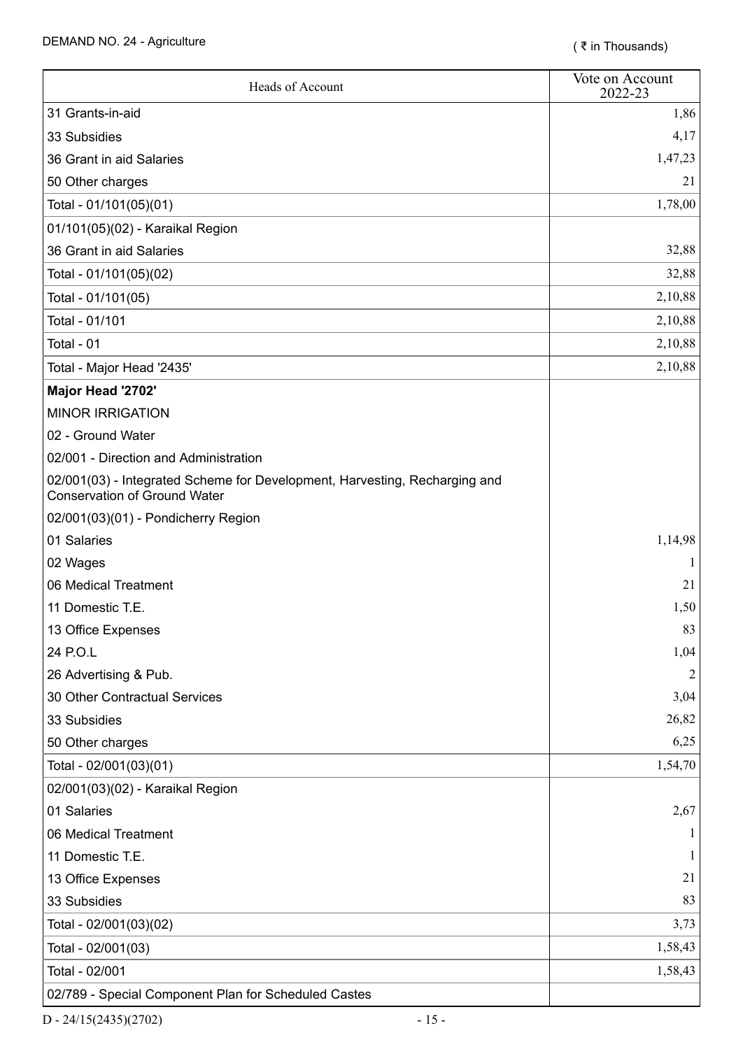DEMAND NO. 24 - Agriculture

( ₹ in Thousands)

| Heads of Account | Vote on Account 2022-23 |
|---|---|
| 31 Grants-in-aid | 1,86 |
| 33 Subsidies | 4,17 |
| 36 Grant in aid Salaries | 1,47,23 |
| 50 Other charges | 21 |
| Total - 01/101(05)(01) | 1,78,00 |
| 01/101(05)(02) - Karaikal Region | |
| 36 Grant in aid Salaries | 32,88 |
| Total - 01/101(05)(02) | 32,88 |
| Total - 01/101(05) | 2,10,88 |
| Total - 01/101 | 2,10,88 |
| Total - 01 | 2,10,88 |
| Total - Major Head '2435' | 2,10,88 |
| **Major Head '2702'** | |
| MINOR IRRIGATION | |
| 02 - Ground Water | |
| 02/001 - Direction and Administration | |
| 02/001(03) - Integrated Scheme for Development, Harvesting, Recharging and Conservation of Ground Water | |
| 02/001(03)(01) - Pondicherry Region | |
| 01 Salaries | 1,14,98 |
| 02 Wages | 1 |
| 06 Medical Treatment | 21 |
| 11 Domestic T.E. | 1,50 |
| 13 Office Expenses | 83 |
| 24 P.O.L | 1,04 |
| 26 Advertising & Pub. | 2 |
| 30 Other Contractual Services | 3,04 |
| 33 Subsidies | 26,82 |
| 50 Other charges | 6,25 |
| Total - 02/001(03)(01) | 1,54,70 |
| 02/001(03)(02) - Karaikal Region | |
| 01 Salaries | 2,67 |
| 06 Medical Treatment | 1 |
| 11 Domestic T.E. | 1 |
| 13 Office Expenses | 21 |
| 33 Subsidies | 83 |
| Total - 02/001(03)(02) | 3,73 |
| Total - 02/001(03) | 1,58,43 |
| Total - 02/001 | 1,58,43 |
| 02/789 - Special Component Plan for Scheduled Castes | |

D - 24/15(2435)(2702)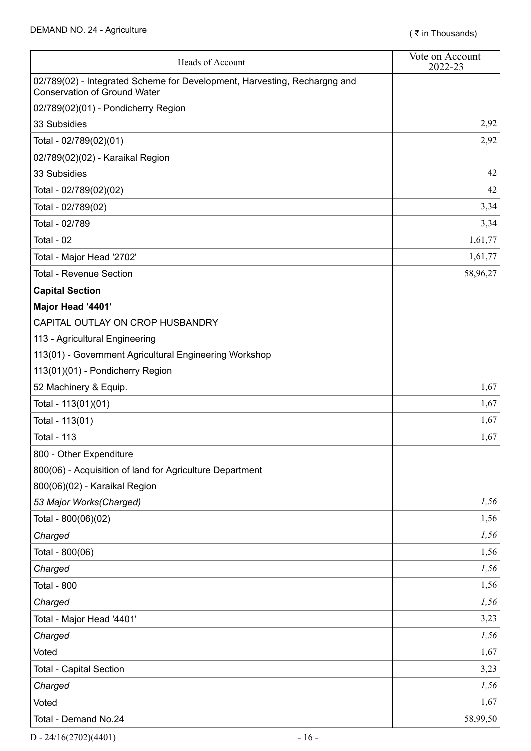DEMAND NO. 24 - Agriculture

( ₹ in Thousands)

| Heads of Account | Vote on Account 2022-23 |
|---|---|
| 02/789(02) - Integrated Scheme for Development, Harvesting, Rechargng and Conservation of Ground Water | |
| 02/789(02)(01) - Pondicherry Region | |
| 33 Subsidies | 2,92 |
| Total - 02/789(02)(01) | 2,92 |
| 02/789(02)(02) - Karaikal Region | |
| 33 Subsidies | 42 |
| Total - 02/789(02)(02) | 42 |
| Total - 02/789(02) | 3,34 |
| Total - 02/789 | 3,34 |
| Total - 02 | 1,61,77 |
| Total - Major Head '2702' | 1,61,77 |
| Total - Revenue Section | 58,96,27 |
| **Capital Section** | |
| **Major Head '4401'** | |
| CAPITAL OUTLAY ON CROP HUSBANDRY | |
| 113 - Agricultural Engineering | |
| 113(01) - Government Agricultural Engineering Workshop | |
| 113(01)(01) - Pondicherry Region | |
| 52 Machinery & Equip. | 1,67 |
| Total - 113(01)(01) | 1,67 |
| Total - 113(01) | 1,67 |
| Total - 113 | 1,67 |
| 800 - Other Expenditure | |
| 800(06) - Acquisition of land for Agriculture Department | |
| 800(06)(02) - Karaikal Region | |
| *53 Major Works(Charged)* | *1,56* |
| Total - 800(06)(02) | 1,56 |
| *Charged* | *1,56* |
| Total - 800(06) | 1,56 |
| *Charged* | *1,56* |
| Total - 800 | 1,56 |
| *Charged* | *1,56* |
| Total - Major Head '4401' | 3,23 |
| *Charged* | *1,56* |
| Voted | 1,67 |
| Total - Capital Section | 3,23 |
| *Charged* | *1,56* |
| Voted | 1,67 |
| Total - Demand No.24 | 58,99,50 |

D - 24/16(2702)(4401)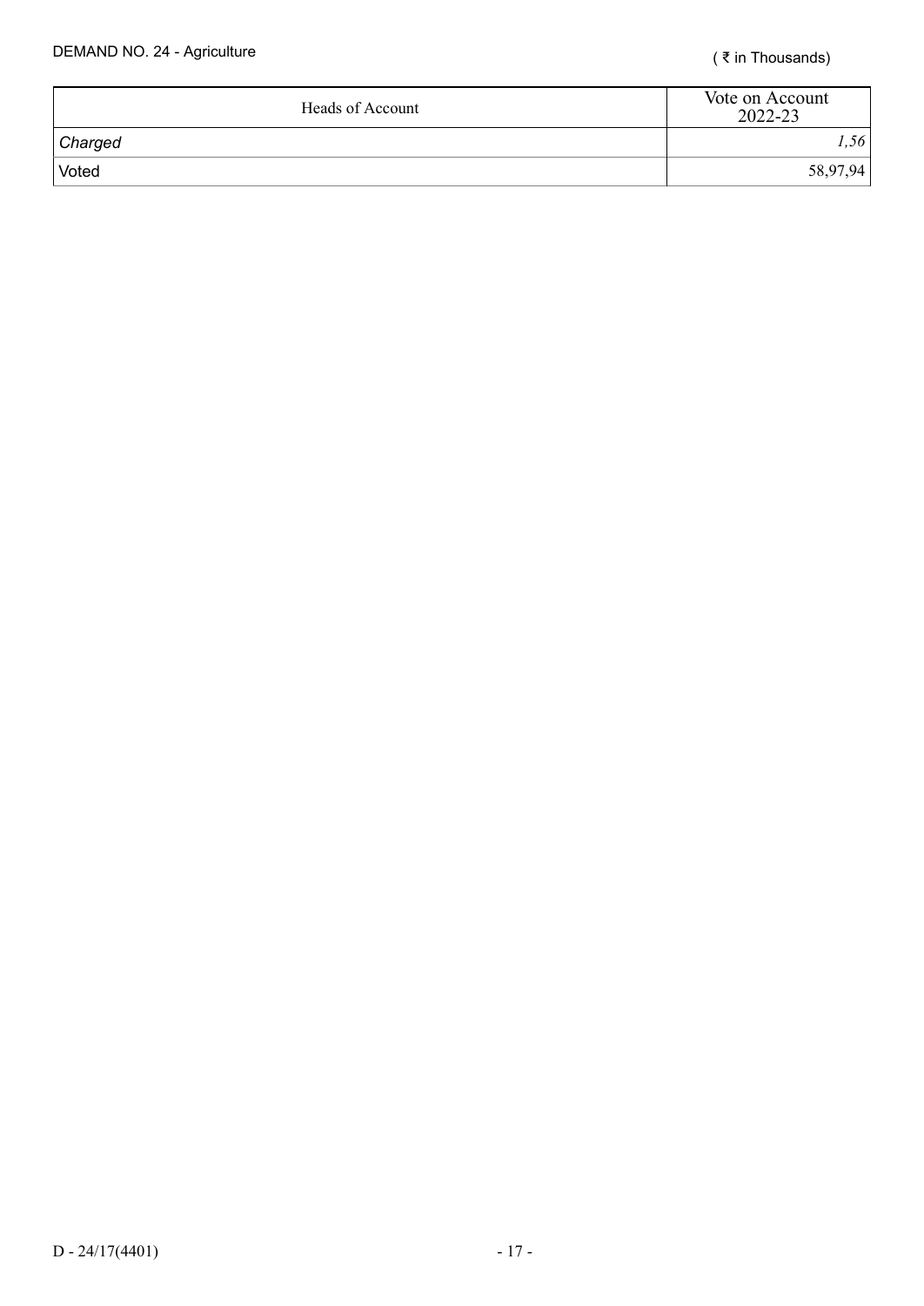DEMAND NO. 24 - Agriculture

( ₹ in Thousands)

| Heads of Account | Vote on Account 2022-23 |
|---|---|
| *Charged* | *1,56* |
| Voted | 58,97,94 |

D - 24/17(4401)